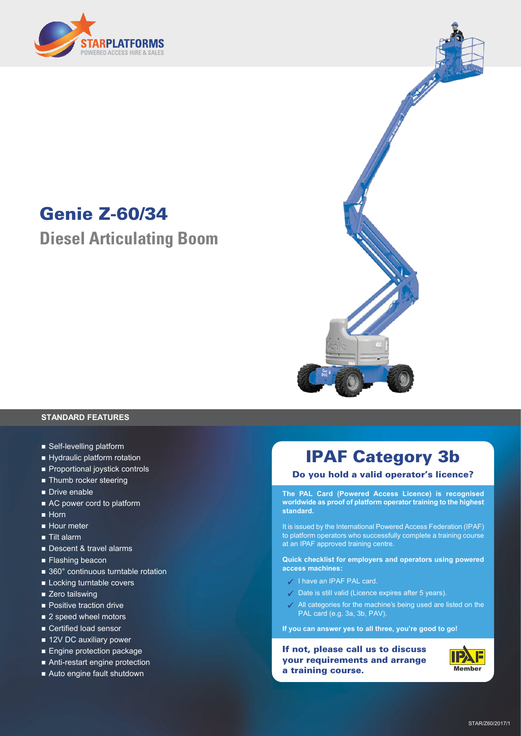STARPLATFORMS
POWERED ACCESS HIRE & SALES

# Genie Z-60/34

## Diesel Articulating Boom

### STANDARD FEATURES

- Self-levelling platform
- Hydraulic platform rotation
- Proportional joystick controls
- Thumb rocker steering
- Drive enable
- AC power cord to platform
- Horn
- Hour meter
- Tilt alarm
- Descent & travel alarms
- Flashing beacon
- 360° continuous turntable rotation
- Locking turntable covers
- Zero tailswing
- Positive traction drive
- 2 speed wheel motors
- Certified load sensor
- 12V DC auxiliary power
- Engine protection package
- Anti-restart engine protection
- Auto engine fault shutdown

## IPAF Category 3b

**Do you hold a valid operator's licence?**

**The PAL Card (Powered Access Licence) is recognised worldwide as proof of platform operator training to the highest standard.**

It is issued by the International Powered Access Federation (IPAF) to platform operators who successfully complete a training course at an IPAF approved training centre.

**Quick checklist for employers and operators using powered access machines:**

- ✓ I have an IPAF PAL card.
- ✓ Date is still valid (Licence expires after 5 years).
- ✓ All categories for the machine's being used are listed on the PAL card (e.g. 3a, 3b, PAV).

**If you can answer yes to all three, you're good to go!**

**If not, please call us to discuss your requirements and arrange a training course.**

IPAF Member

STAR/Z60/2017/1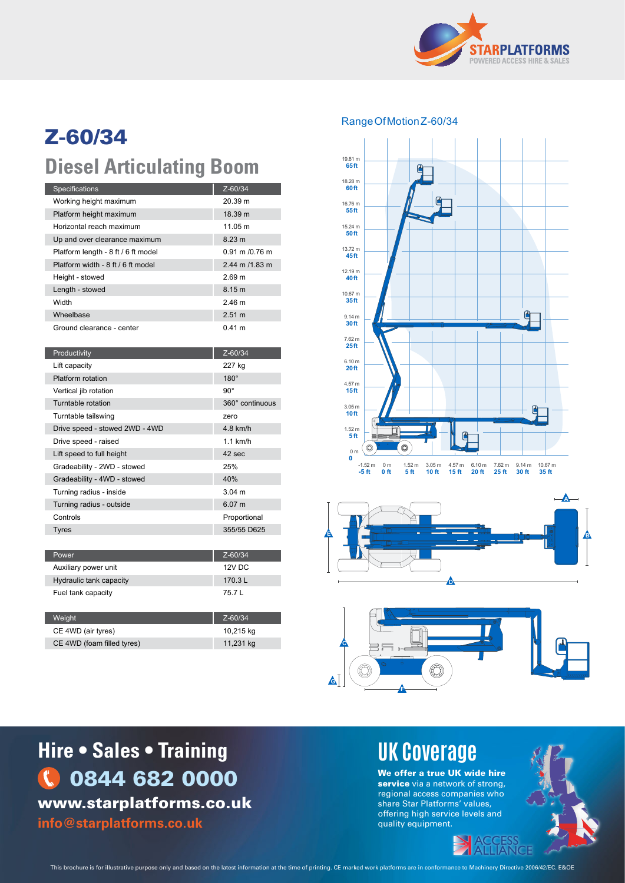# Z-60/34

## Diesel Articulating Boom

| Specifications | Z-60/34 |
| --- | --- |
| Working height maximum | 20.39 m |
| Platform height maximum | 18.39 m |
| Horizontal reach maximum | 11.05 m |
| Up and over clearance maximum | 8.23 m |
| Platform length - 8 ft / 6 ft model | 0.91 m /0.76 m |
| Platform width - 8 ft / 6 ft model | 2.44 m /1.83 m |
| Height - stowed | 2.69 m |
| Length - stowed | 8.15 m |
| Width | 2.46 m |
| Wheelbase | 2.51 m |
| Ground clearance - center | 0.41 m |

| Productivity | Z-60/34 |
| --- | --- |
| Lift capacity | 227 kg |
| Platform rotation | 180° |
| Vertical jib rotation | 90° |
| Turntable rotation | 360° continuous |
| Turntable tailswing | zero |
| Drive speed - stowed 2WD - 4WD | 4.8 km/h |
| Drive speed - raised | 1.1 km/h |
| Lift speed to full height | 42 sec |
| Gradeability - 2WD - stowed | 25% |
| Gradeability - 4WD - stowed | 40% |
| Turning radius - inside | 3.04 m |
| Turning radius - outside | 6.07 m |
| Controls | Proportional |
| Tyres | 355/55 D625 |

| Power | Z-60/34 |
| --- | --- |
| Auxiliary power unit | 12V DC |
| Hydraulic tank capacity | 170.3 L |
| Fuel tank capacity | 75.7 L |

| Weight | Z-60/34 |
| --- | --- |
| CE 4WD (air tyres) | 10,215 kg |
| CE 4WD (foam filled tyres) | 11,231 kg |

Range Of Motion Z-60/34

19.81 m 65 ft
18.28 m 60 ft
16.76 m 55 ft
15.24 m 50 ft
13.72 m 45 ft
12.19 m 40 ft
10.67 m 35 ft
9.14 m 30 ft
7.62 m 25 ft
6.10 m 20 ft
4.57 m 15 ft
3.05 m 10 ft
1.52 m 5 ft
0 m 0

-1.52 m -5 ft
0 m 0 ft
1.52 m 5 ft
3.05 m 10 ft
4.57 m 15 ft
6.10 m 20 ft
7.62 m 25 ft
9.14 m 30 ft
10.67 m 35 ft

A B C D E F G

## Hire • Sales • Training

**0844 682 0000**

**www.starplatforms.co.uk**

**info@starplatforms.co.uk**

## UK Coverage

**We offer a true UK wide hire service** via a network of strong, regional access companies who share Star Platforms' values, offering high service levels and quality equipment.

ACCESS ALLIANCE

This brochure is for illustrative purpose only and based on the latest information at the time of printing. CE marked work platforms are in conformance to Machinery Directive 2006/42/EC. E&OE